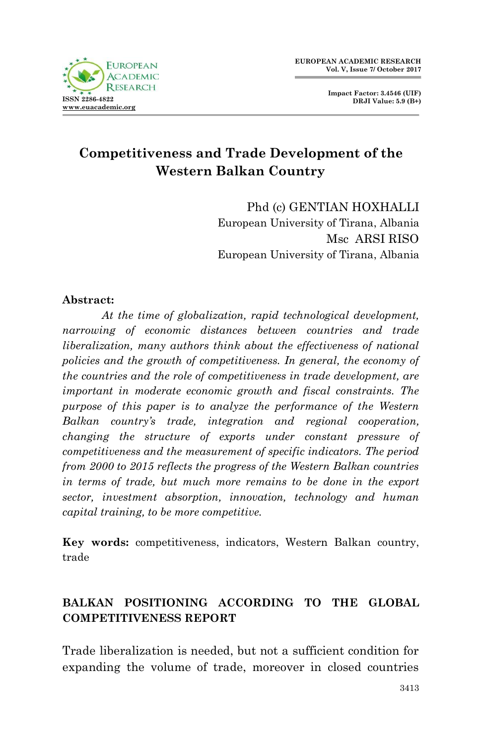# Competitiveness and Trade Development of the Western Balkan Country

Phd (c) GENTIAN HOXHALLI
European University of Tirana, Albania
Msc ARSI RISO
European University of Tirana, Albania

**Abstract:**

*At the time of globalization, rapid technological development, narrowing of economic distances between countries and trade liberalization, many authors think about the effectiveness of national policies and the growth of competitiveness. In general, the economy of the countries and the role of competitiveness in trade development, are important in moderate economic growth and fiscal constraints. The purpose of this paper is to analyze the performance of the Western Balkan country's trade, integration and regional cooperation, changing the structure of exports under constant pressure of competitiveness and the measurement of specific indicators. The period from 2000 to 2015 reflects the progress of the Western Balkan countries in terms of trade, but much more remains to be done in the export sector, investment absorption, innovation, technology and human capital training, to be more competitive.*

**Key words:** competitiveness, indicators, Western Balkan country, trade

## BALKAN POSITIONING ACCORDING TO THE GLOBAL COMPETITIVENESS REPORT

Trade liberalization is needed, but not a sufficient condition for expanding the volume of trade, moreover in closed countries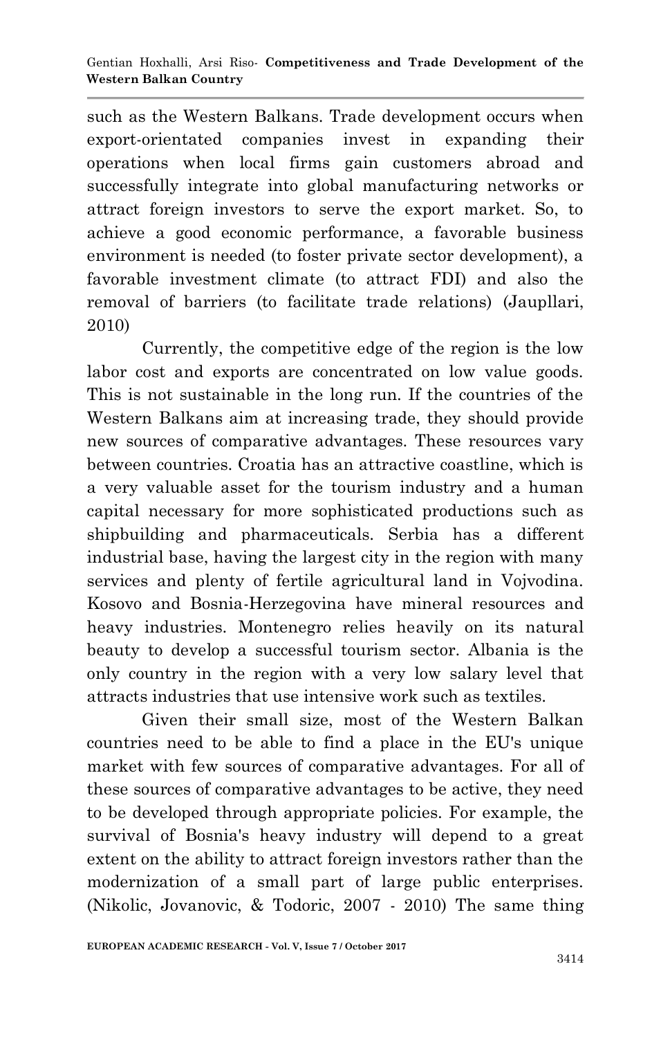such as the Western Balkans. Trade development occurs when export-orientated companies invest in expanding their operations when local firms gain customers abroad and successfully integrate into global manufacturing networks or attract foreign investors to serve the export market. So, to achieve a good economic performance, a favorable business environment is needed (to foster private sector development), a favorable investment climate (to attract FDI) and also the removal of barriers (to facilitate trade relations) (Jaupllari, 2010)

Currently, the competitive edge of the region is the low labor cost and exports are concentrated on low value goods. This is not sustainable in the long run. If the countries of the Western Balkans aim at increasing trade, they should provide new sources of comparative advantages. These resources vary between countries. Croatia has an attractive coastline, which is a very valuable asset for the tourism industry and a human capital necessary for more sophisticated productions such as shipbuilding and pharmaceuticals. Serbia has a different industrial base, having the largest city in the region with many services and plenty of fertile agricultural land in Vojvodina. Kosovo and Bosnia-Herzegovina have mineral resources and heavy industries. Montenegro relies heavily on its natural beauty to develop a successful tourism sector. Albania is the only country in the region with a very low salary level that attracts industries that use intensive work such as textiles.

Given their small size, most of the Western Balkan countries need to be able to find a place in the EU's unique market with few sources of comparative advantages. For all of these sources of comparative advantages to be active, they need to be developed through appropriate policies. For example, the survival of Bosnia's heavy industry will depend to a great extent on the ability to attract foreign investors rather than the modernization of a small part of large public enterprises. (Nikolic, Jovanovic, & Todoric, 2007 - 2010) The same thing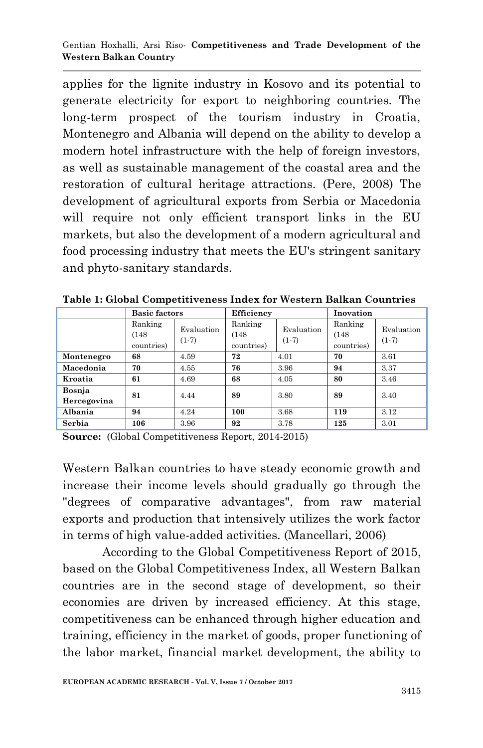applies for the lignite industry in Kosovo and its potential to generate electricity for export to neighboring countries. The long-term prospect of the tourism industry in Croatia, Montenegro and Albania will depend on the ability to develop a modern hotel infrastructure with the help of foreign investors, as well as sustainable management of the coastal area and the restoration of cultural heritage attractions. (Pere, 2008) The development of agricultural exports from Serbia or Macedonia will require not only efficient transport links in the EU markets, but also the development of a modern agricultural and food processing industry that meets the EU's stringent sanitary and phyto-sanitary standards.

**Table 1: Global Competitiveness Index for Western Balkan Countries**

| | **Basic factors** | | **Efficiency** | | **Inovation** | |
|---|---|---|---|---|---|---|
| | Ranking (148 countries) | Evaluation (1-7) | Ranking (148 countries) | Evaluation (1-7) | Ranking (148 countries) | Evaluation (1-7) |
| **Montenegro** | **68** | 4.59 | **72** | 4.01 | **70** | 3.61 |
| **Macedonia** | **70** | 4.55 | **76** | 3.96 | **94** | 3.37 |
| **Kroatia** | **61** | 4.69 | **68** | 4.05 | **80** | 3.46 |
| **Bosnja Hercegovina** | **81** | 4.44 | **89** | 3.80 | **89** | 3.40 |
| **Albania** | **94** | 4.24 | **100** | 3.68 | **119** | 3.12 |
| **Serbia** | **106** | 3.96 | **92** | 3.78 | **125** | 3.01 |

**Source:** (Global Competitiveness Report, 2014-2015)

Western Balkan countries to have steady economic growth and increase their income levels should gradually go through the "degrees of comparative advantages", from raw material exports and production that intensively utilizes the work factor in terms of high value-added activities. (Mancellari, 2006)

According to the Global Competitiveness Report of 2015, based on the Global Competitiveness Index, all Western Balkan countries are in the second stage of development, so their economies are driven by increased efficiency. At this stage, competitiveness can be enhanced through higher education and training, efficiency in the market of goods, proper functioning of the labor market, financial market development, the ability to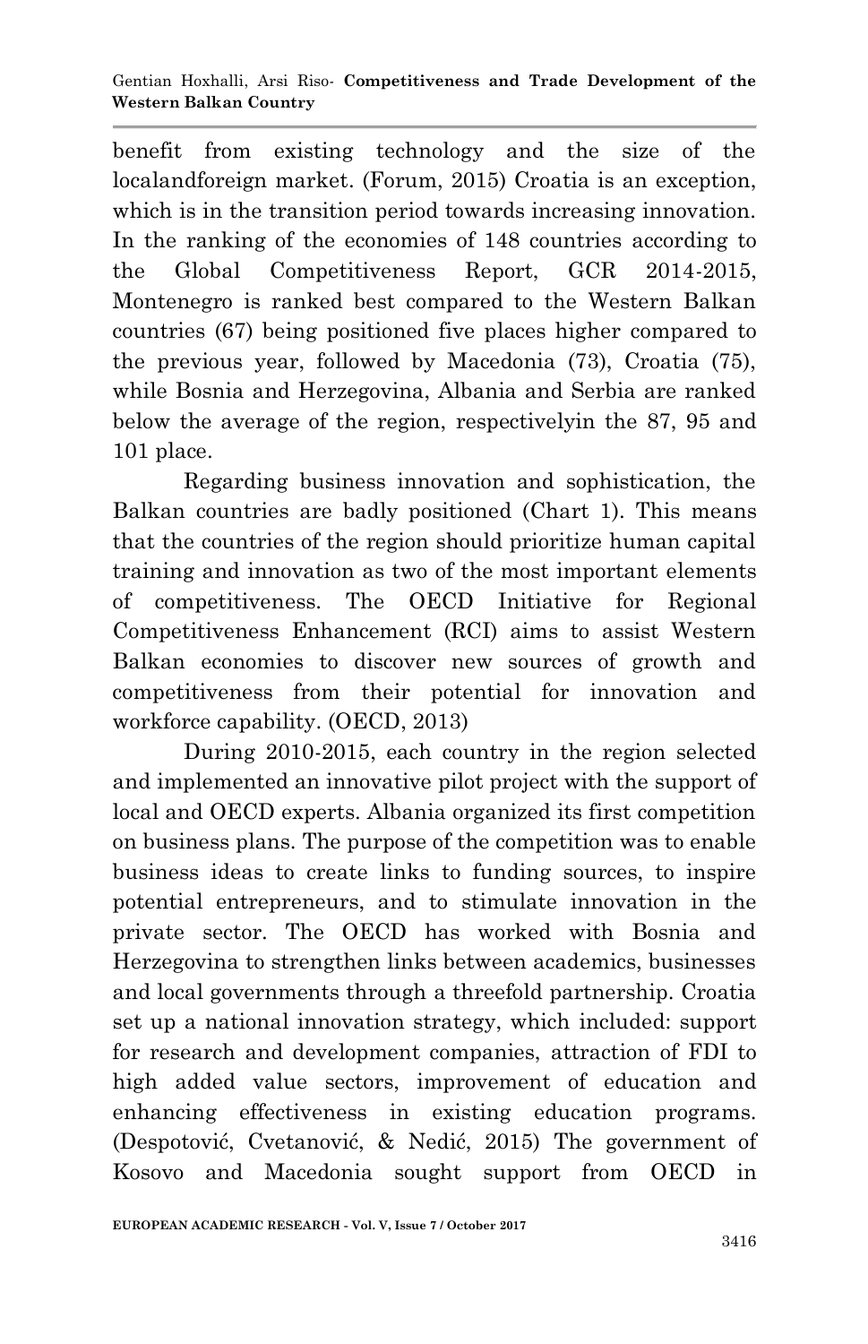benefit from existing technology and the size of the localandforeign market. (Forum, 2015) Croatia is an exception, which is in the transition period towards increasing innovation. In the ranking of the economies of 148 countries according to the Global Competitiveness Report, GCR 2014-2015, Montenegro is ranked best compared to the Western Balkan countries (67) being positioned five places higher compared to the previous year, followed by Macedonia (73), Croatia (75), while Bosnia and Herzegovina, Albania and Serbia are ranked below the average of the region, respectivelyin the 87, 95 and 101 place.

Regarding business innovation and sophistication, the Balkan countries are badly positioned (Chart 1). This means that the countries of the region should prioritize human capital training and innovation as two of the most important elements of competitiveness. The OECD Initiative for Regional Competitiveness Enhancement (RCI) aims to assist Western Balkan economies to discover new sources of growth and competitiveness from their potential for innovation and workforce capability. (OECD, 2013)

During 2010-2015, each country in the region selected and implemented an innovative pilot project with the support of local and OECD experts. Albania organized its first competition on business plans. The purpose of the competition was to enable business ideas to create links to funding sources, to inspire potential entrepreneurs, and to stimulate innovation in the private sector. The OECD has worked with Bosnia and Herzegovina to strengthen links between academics, businesses and local governments through a threefold partnership. Croatia set up a national innovation strategy, which included: support for research and development companies, attraction of FDI to high added value sectors, improvement of education and enhancing effectiveness in existing education programs. (Despotović, Cvetanović, & Nedić, 2015) The government of Kosovo and Macedonia sought support from OECD in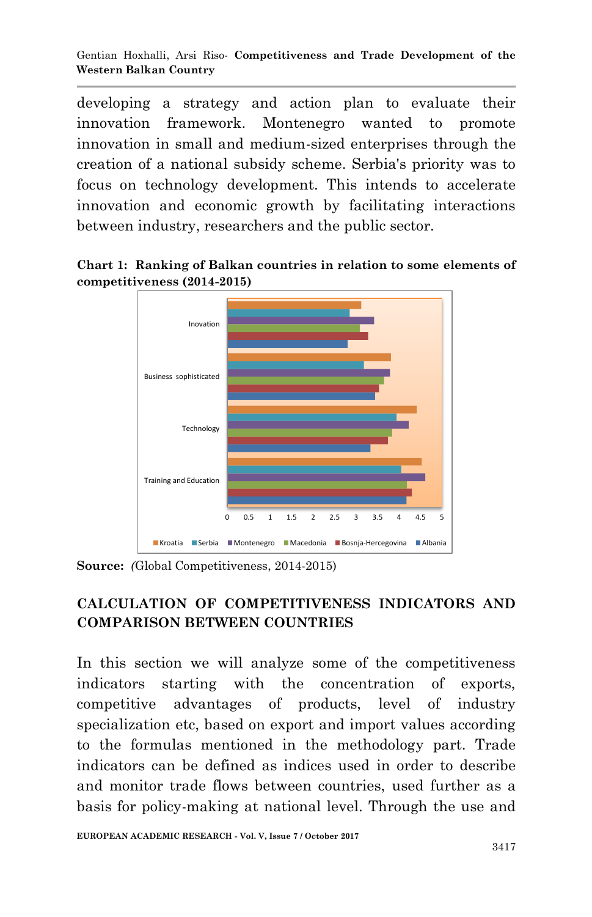developing a strategy and action plan to evaluate their innovation framework. Montenegro wanted to promote innovation in small and medium-sized enterprises through the creation of a national subsidy scheme. Serbia's priority was to focus on technology development. This intends to accelerate innovation and economic growth by facilitating interactions between industry, researchers and the public sector.

**Chart 1: Ranking of Balkan countries in relation to some elements of competitiveness (2014-2015)**

**Source:** *(*Global Competitiveness, 2014-2015)

## CALCULATION OF COMPETITIVENESS INDICATORS AND COMPARISON BETWEEN COUNTRIES

In this section we will analyze some of the competitiveness indicators starting with the concentration of exports, competitive advantages of products, level of industry specialization etc, based on export and import values according to the formulas mentioned in the methodology part. Trade indicators can be defined as indices used in order to describe and monitor trade flows between countries, used further as a basis for policy-making at national level. Through the use and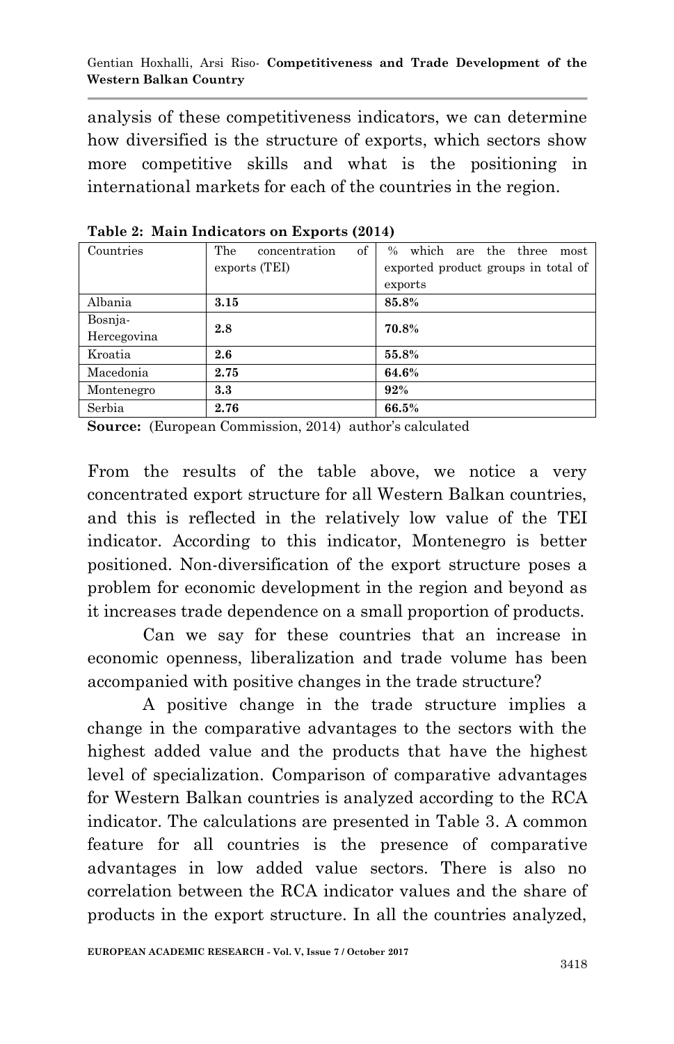analysis of these competitiveness indicators, we can determine how diversified is the structure of exports, which sectors show more competitive skills and what is the positioning in international markets for each of the countries in the region.

**Table 2: Main Indicators on Exports (2014)**

| Countries | The concentration of exports (TEI) | % which are the three most exported product groups in total of exports |
|---|---|---|
| Albania | **3.15** | **85.8%** |
| Bosnja-Hercegovina | **2.8** | **70.8%** |
| Kroatia | **2.6** | **55.8%** |
| Macedonia | **2.75** | **64.6%** |
| Montenegro | **3.3** | **92%** |
| Serbia | **2.76** | **66.5%** |

**Source:** (European Commission, 2014) author's calculated

From the results of the table above, we notice a very concentrated export structure for all Western Balkan countries, and this is reflected in the relatively low value of the TEI indicator. According to this indicator, Montenegro is better positioned. Non-diversification of the export structure poses a problem for economic development in the region and beyond as it increases trade dependence on a small proportion of products.

Can we say for these countries that an increase in economic openness, liberalization and trade volume has been accompanied with positive changes in the trade structure?

A positive change in the trade structure implies a change in the comparative advantages to the sectors with the highest added value and the products that have the highest level of specialization. Comparison of comparative advantages for Western Balkan countries is analyzed according to the RCA indicator. The calculations are presented in Table 3. A common feature for all countries is the presence of comparative advantages in low added value sectors. There is also no correlation between the RCA indicator values and the share of products in the export structure. In all the countries analyzed,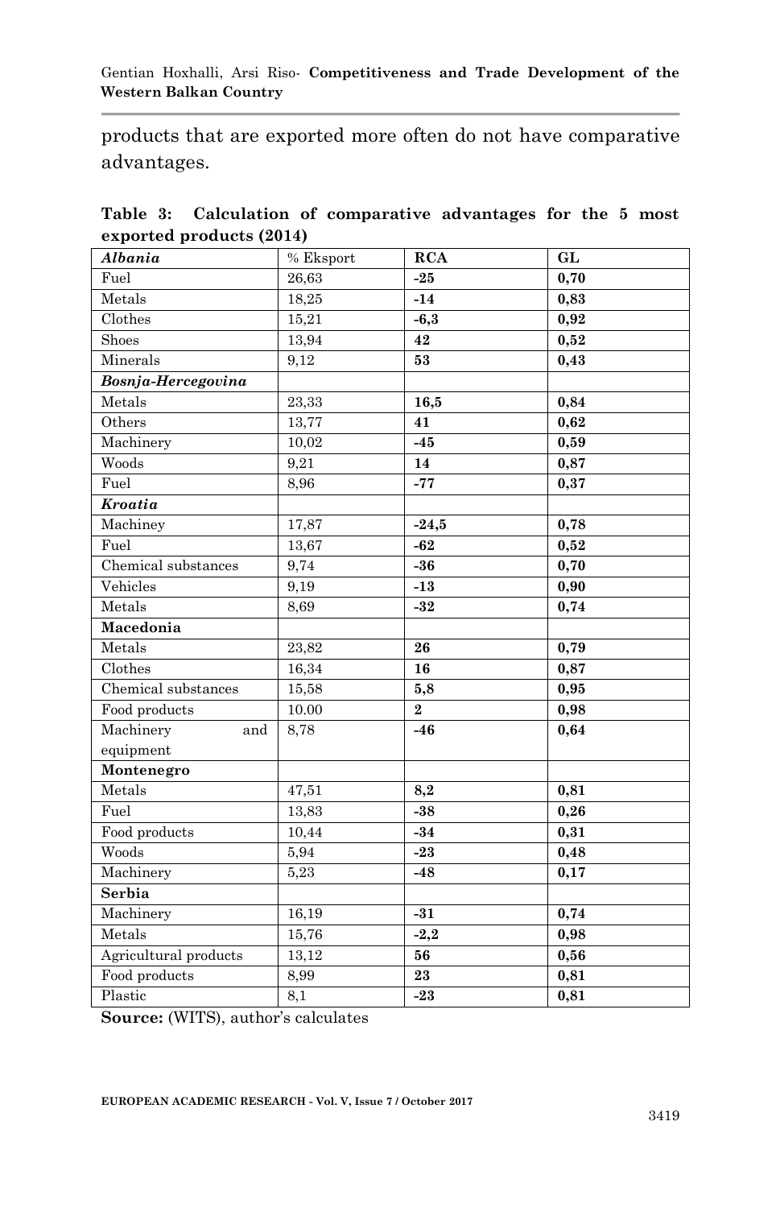products that are exported more often do not have comparative advantages.

**Table 3: Calculation of comparative advantages for the 5 most exported products (2014)**

| *Albania* | % Eksport | **RCA** | **GL** |
|---|---|---|---|
| Fuel | 26,63 | **-25** | **0,70** |
| Metals | 18,25 | **-14** | **0,83** |
| Clothes | 15,21 | **-6,3** | **0,92** |
| Shoes | 13,94 | **42** | **0,52** |
| Minerals | 9,12 | **53** | **0,43** |
| ***Bosnja-Hercegovina*** | | | |
| Metals | 23,33 | **16,5** | **0,84** |
| Others | 13,77 | **41** | **0,62** |
| Machinery | 10,02 | **-45** | **0,59** |
| Woods | 9,21 | **14** | **0,87** |
| Fuel | 8,96 | **-77** | **0,37** |
| ***Kroatia*** | | | |
| Machiney | 17,87 | **-24,5** | **0,78** |
| Fuel | 13,67 | **-62** | **0,52** |
| Chemical substances | 9,74 | **-36** | **0,70** |
| Vehicles | 9,19 | **-13** | **0,90** |
| Metals | 8,69 | **-32** | **0,74** |
| **Macedonia** | | | |
| Metals | 23,82 | **26** | **0,79** |
| Clothes | 16,34 | **16** | **0,87** |
| Chemical substances | 15,58 | **5,8** | **0,95** |
| Food products | 10.00 | **2** | **0,98** |
| Machinery and equipment | 8,78 | **-46** | **0,64** |
| **Montenegro** | | | |
| Metals | 47,51 | **8,2** | **0,81** |
| Fuel | 13,83 | **-38** | **0,26** |
| Food products | 10,44 | **-34** | **0,31** |
| Woods | 5,94 | **-23** | **0,48** |
| Machinery | 5,23 | **-48** | **0,17** |
| **Serbia** | | | |
| Machinery | 16,19 | **-31** | **0,74** |
| Metals | 15,76 | **-2,2** | **0,98** |
| Agricultural products | 13,12 | **56** | **0,56** |
| Food products | 8,99 | **23** | **0,81** |
| Plastic | 8,1 | **-23** | **0,81** |

**Source:** (WITS), author's calculates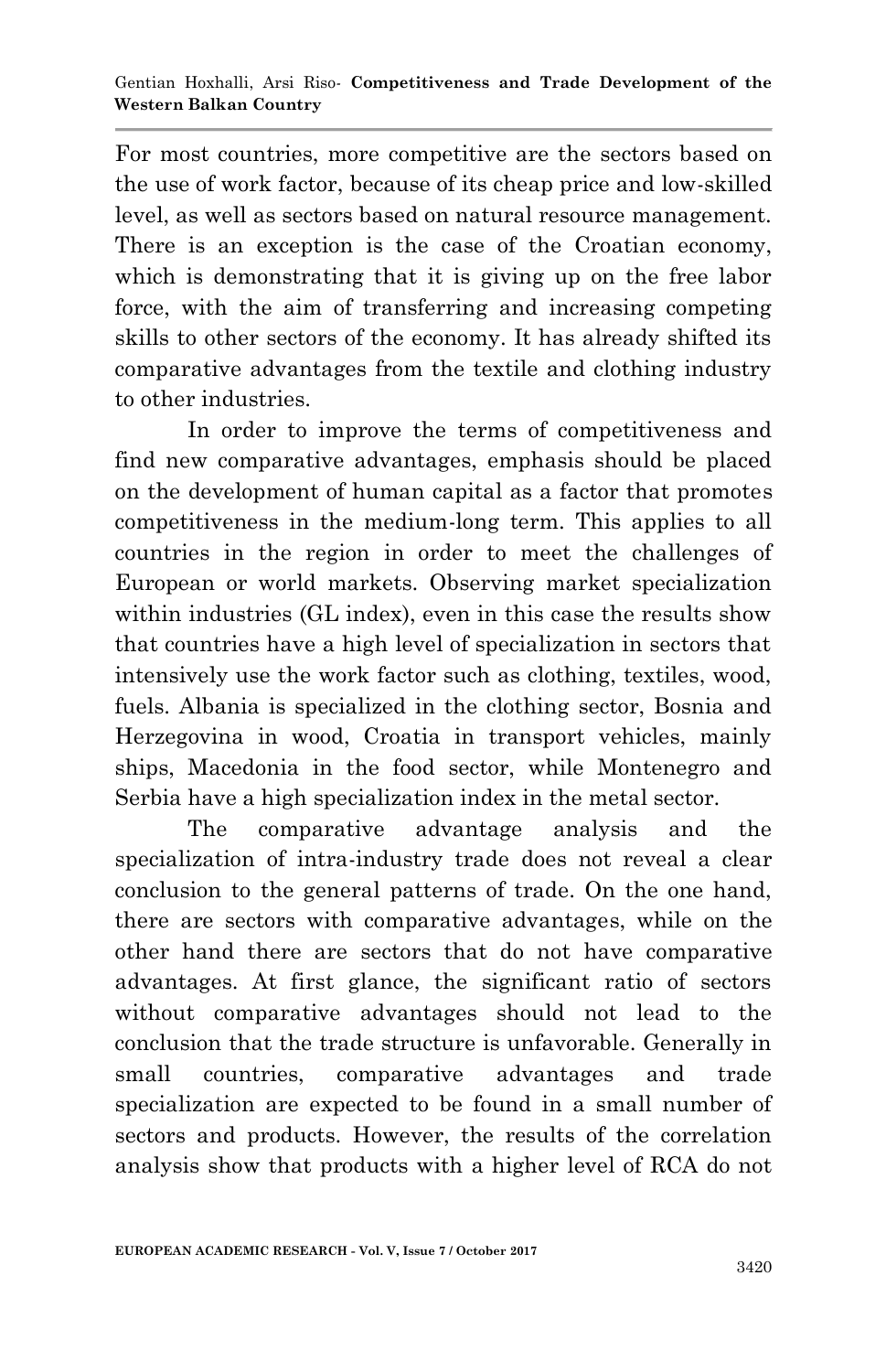For most countries, more competitive are the sectors based on the use of work factor, because of its cheap price and low-skilled level, as well as sectors based on natural resource management. There is an exception is the case of the Croatian economy, which is demonstrating that it is giving up on the free labor force, with the aim of transferring and increasing competing skills to other sectors of the economy. It has already shifted its comparative advantages from the textile and clothing industry to other industries.

In order to improve the terms of competitiveness and find new comparative advantages, emphasis should be placed on the development of human capital as a factor that promotes competitiveness in the medium-long term. This applies to all countries in the region in order to meet the challenges of European or world markets. Observing market specialization within industries (GL index), even in this case the results show that countries have a high level of specialization in sectors that intensively use the work factor such as clothing, textiles, wood, fuels. Albania is specialized in the clothing sector, Bosnia and Herzegovina in wood, Croatia in transport vehicles, mainly ships, Macedonia in the food sector, while Montenegro and Serbia have a high specialization index in the metal sector.

The comparative advantage analysis and the specialization of intra-industry trade does not reveal a clear conclusion to the general patterns of trade. On the one hand, there are sectors with comparative advantages, while on the other hand there are sectors that do not have comparative advantages. At first glance, the significant ratio of sectors without comparative advantages should not lead to the conclusion that the trade structure is unfavorable. Generally in small countries, comparative advantages and trade specialization are expected to be found in a small number of sectors and products. However, the results of the correlation analysis show that products with a higher level of RCA do not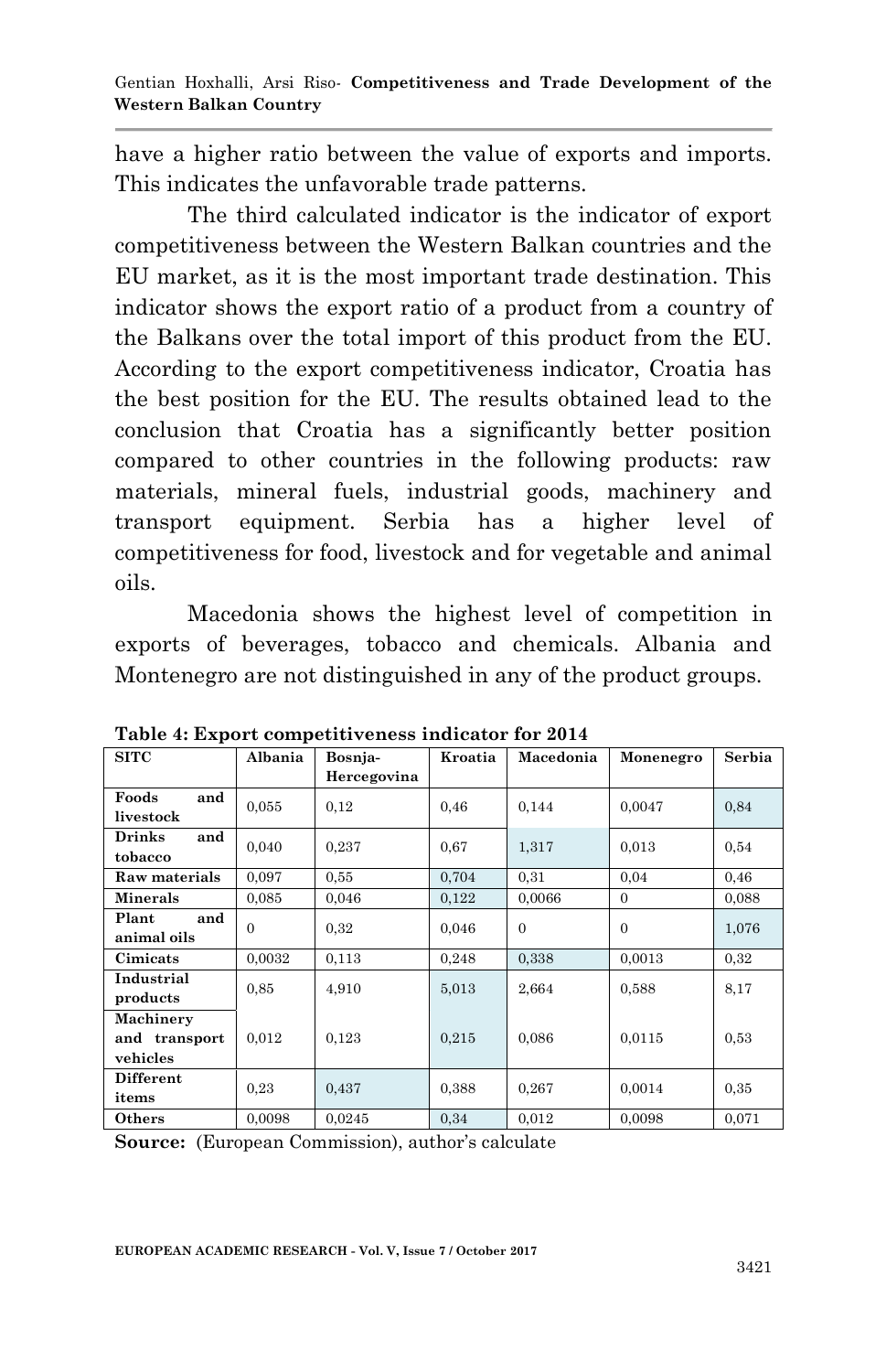have a higher ratio between the value of exports and imports. This indicates the unfavorable trade patterns.

The third calculated indicator is the indicator of export competitiveness between the Western Balkan countries and the EU market, as it is the most important trade destination. This indicator shows the export ratio of a product from a country of the Balkans over the total import of this product from the EU. According to the export competitiveness indicator, Croatia has the best position for the EU. The results obtained lead to the conclusion that Croatia has a significantly better position compared to other countries in the following products: raw materials, mineral fuels, industrial goods, machinery and transport equipment. Serbia has a higher level of competitiveness for food, livestock and for vegetable and animal oils.

Macedonia shows the highest level of competition in exports of beverages, tobacco and chemicals. Albania and Montenegro are not distinguished in any of the product groups.

**Table 4: Export competitiveness indicator for 2014**

| SITC | Albania | Bosnja-Hercegovina | Kroatia | Macedonia | Monenegro | Serbia |
|---|---|---|---|---|---|---|
| Foods and livestock | 0,055 | 0,12 | 0,46 | 0,144 | 0,0047 | 0,84 |
| Drinks and tobacco | 0,040 | 0,237 | 0,67 | 1,317 | 0,013 | 0,54 |
| Raw materials | 0,097 | 0,55 | 0,704 | 0,31 | 0,04 | 0,46 |
| Minerals | 0,085 | 0,046 | 0,122 | 0,0066 | 0 | 0,088 |
| Plant and animal oils | 0 | 0,32 | 0,046 | 0 | 0 | 1,076 |
| Cimicats | 0,0032 | 0,113 | 0,248 | 0,338 | 0,0013 | 0,32 |
| Industrial products | 0,85 | 4,910 | 5,013 | 2,664 | 0,588 | 8,17 |
| Machinery and transport vehicles | 0,012 | 0,123 | 0,215 | 0,086 | 0,0115 | 0,53 |
| Different items | 0,23 | 0,437 | 0,388 | 0,267 | 0,0014 | 0,35 |
| Others | 0,0098 | 0,0245 | 0,34 | 0,012 | 0,0098 | 0,071 |

**Source:** (European Commission), author's calculate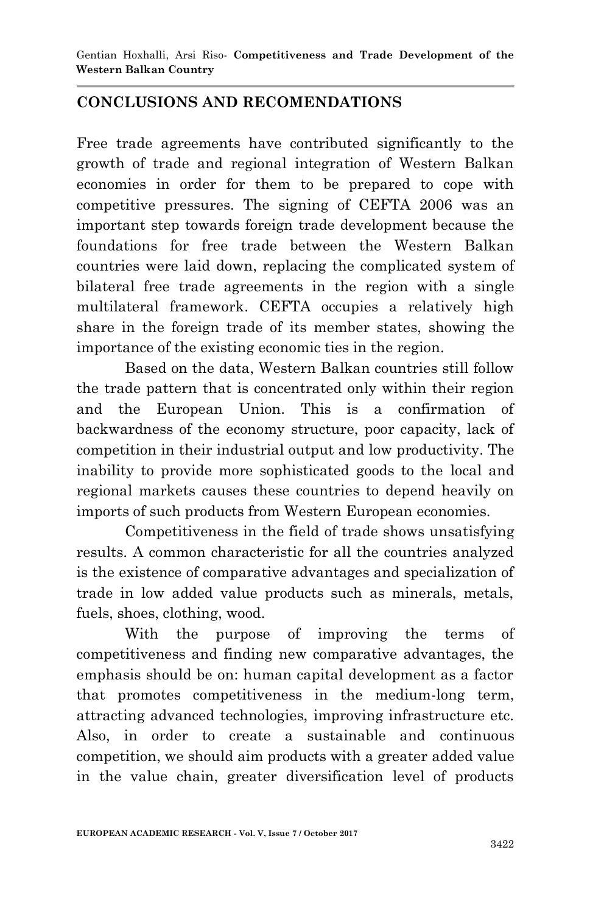## CONCLUSIONS AND RECOMENDATIONS

Free trade agreements have contributed significantly to the growth of trade and regional integration of Western Balkan economies in order for them to be prepared to cope with competitive pressures. The signing of CEFTA 2006 was an important step towards foreign trade development because the foundations for free trade between the Western Balkan countries were laid down, replacing the complicated system of bilateral free trade agreements in the region with a single multilateral framework. CEFTA occupies a relatively high share in the foreign trade of its member states, showing the importance of the existing economic ties in the region.

Based on the data, Western Balkan countries still follow the trade pattern that is concentrated only within their region and the European Union. This is a confirmation of backwardness of the economy structure, poor capacity, lack of competition in their industrial output and low productivity. The inability to provide more sophisticated goods to the local and regional markets causes these countries to depend heavily on imports of such products from Western European economies.

Competitiveness in the field of trade shows unsatisfying results. A common characteristic for all the countries analyzed is the existence of comparative advantages and specialization of trade in low added value products such as minerals, metals, fuels, shoes, clothing, wood.

With the purpose of improving the terms of competitiveness and finding new comparative advantages, the emphasis should be on: human capital development as a factor that promotes competitiveness in the medium-long term, attracting advanced technologies, improving infrastructure etc. Also, in order to create a sustainable and continuous competition, we should aim products with a greater added value in the value chain, greater diversification level of products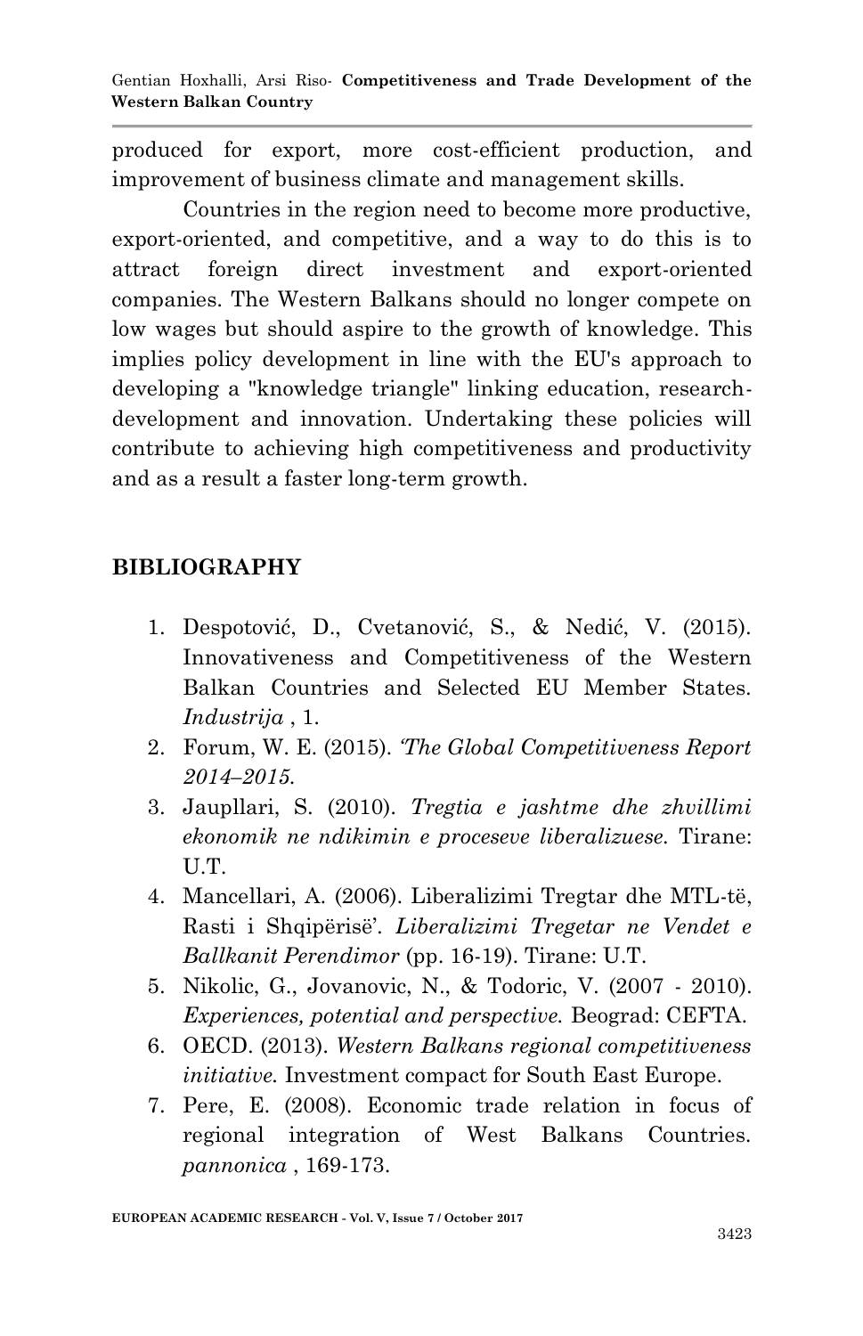produced for export, more cost-efficient production, and improvement of business climate and management skills.

Countries in the region need to become more productive, export-oriented, and competitive, and a way to do this is to attract foreign direct investment and export-oriented companies. The Western Balkans should no longer compete on low wages but should aspire to the growth of knowledge. This implies policy development in line with the EU's approach to developing a "knowledge triangle" linking education, research-development and innovation. Undertaking these policies will contribute to achieving high competitiveness and productivity and as a result a faster long-term growth.

## BIBLIOGRAPHY

1. Despotović, D., Cvetanović, S., & Nedić, V. (2015). Innovativeness and Competitiveness of the Western Balkan Countries and Selected EU Member States. *Industrija* , 1.
2. Forum, W. E. (2015). *'The Global Competitiveness Report 2014–2015.*
3. Jaupllari, S. (2010). *Tregtia e jashtme dhe zhvillimi ekonomik ne ndikimin e proceseve liberalizuese.* Tirane: U.T.
4. Mancellari, A. (2006). Liberalizimi Tregtar dhe MTL-të, Rasti i Shqipërisë'. *Liberalizimi Tregetar ne Vendet e Ballkanit Perendimor* (pp. 16-19). Tirane: U.T.
5. Nikolic, G., Jovanovic, N., & Todoric, V. (2007 - 2010). *Experiences, potential and perspective.* Beograd: CEFTA.
6. OECD. (2013). *Western Balkans regional competitiveness initiative.* Investment compact for South East Europe.
7. Pere, E. (2008). Economic trade relation in focus of regional integration of West Balkans Countries. *pannonica* , 169-173.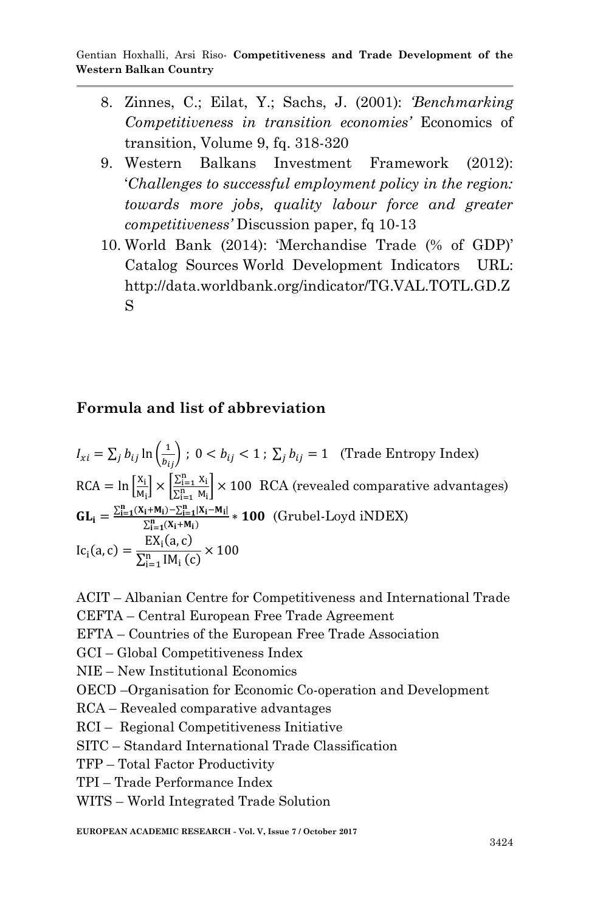8. Zinnes, C.; Eilat, Y.; Sachs, J. (2001): *'Benchmarking Competitiveness in transition economies'* Economics of transition, Volume 9, fq. 318-320
9. Western Balkans Investment Framework (2012): '*Challenges to successful employment policy in the region: towards more jobs, quality labour force and greater competitiveness'* Discussion paper, fq 10-13
10. World Bank (2014): 'Merchandise Trade (% of GDP)' Catalog Sources World Development Indicators URL: http://data.worldbank.org/indicator/TG.VAL.TOTL.GD.ZS

## Formula and list of abbreviation

$I_{xi} = \sum_j b_{ij} \ln\left(\frac{1}{b_{ij}}\right)$ ; $0 < b_{ij} < 1$ ; $\sum_j b_{ij} = 1$ (Trade Entropy Index)

$\mathrm{RCA} = \ln\left[\frac{X_i}{M_i}\right] \times \left[\frac{\sum_{i=1}^{n} X_i}{\sum_{i=1}^{n} M_i}\right] \times 100$ RCA (revealed comparative advantages)

$\mathbf{GL_i} = \frac{\sum_{i=1}^{n}(X_i+M_i) - \sum_{i=1}^{n}|X_i - M_i|}{\sum_{i=1}^{n}(X_i+M_i)} * \mathbf{100}$ (Grubel-Loyd iNDEX)

$\mathrm{Ic_i(a,c)} = \frac{\mathrm{EX_i(a,c)}}{\sum_{i=1}^{n} \mathrm{IM_i}\ (c)} \times 100$

ACIT – Albanian Centre for Competitiveness and International Trade
CEFTA – Central European Free Trade Agreement
EFTA – Countries of the European Free Trade Association
GCI – Global Competitiveness Index
NIE – New Institutional Economics
OECD –Organisation for Economic Co-operation and Development
RCA – Revealed comparative advantages
RCI – Regional Competitiveness Initiative
SITC – Standard International Trade Classification
TFP – Total Factor Productivity
TPI – Trade Performance Index
WITS – World Integrated Trade Solution